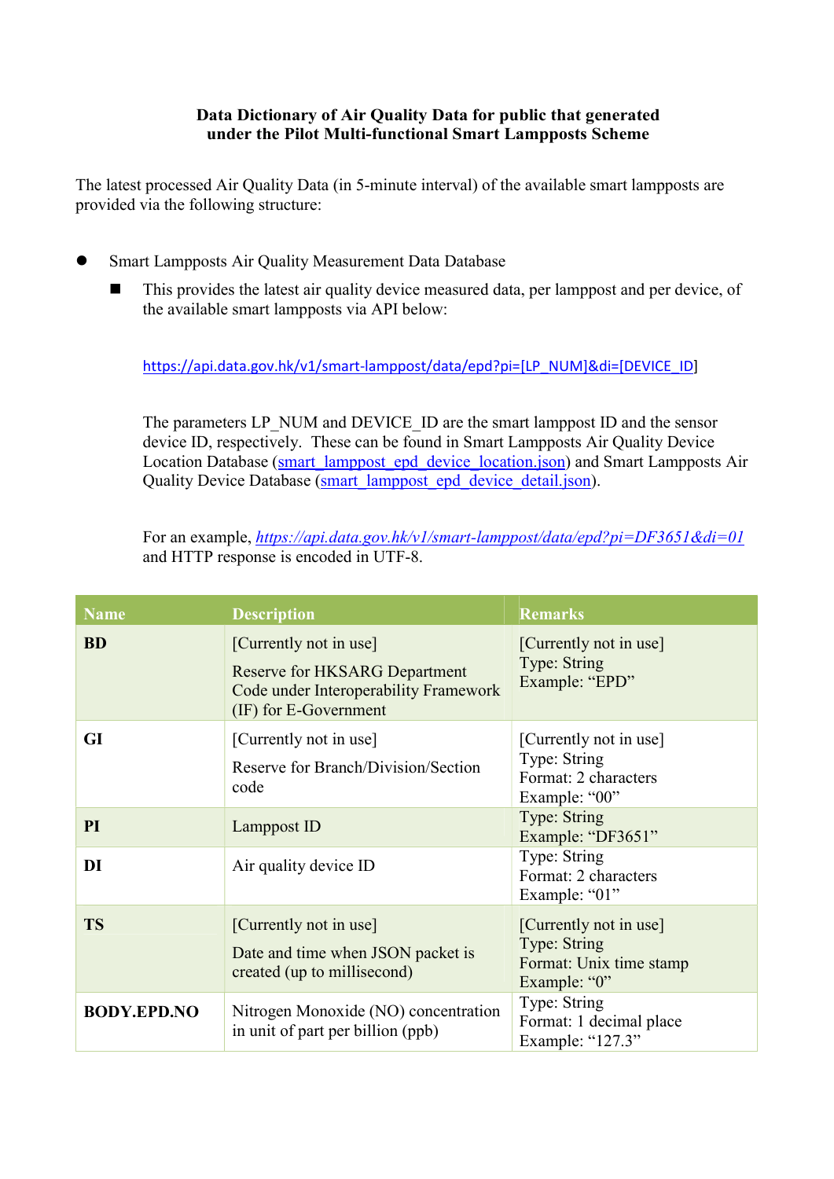**Data Dictionary of Air Quality Data for public that generated under the Pilot Multi-functional Smart Lampposts Scheme**

The latest processed Air Quality Data (in 5-minute interval) of the available smart lampposts are provided via the following structure:

- Smart Lampposts Air Quality Measurement Data Database
  - This provides the latest air quality device measured data, per lamppost and per device, of the available smart lampposts via API below:

    https://api.data.gov.hk/v1/smart-lamppost/data/epd?pi=[LP_NUM]&di=[DEVICE_ID]

    The parameters LP_NUM and DEVICE_ID are the smart lamppost ID and the sensor device ID, respectively. These can be found in Smart Lampposts Air Quality Device Location Database (smart_lamppost_epd_device_location.json) and Smart Lampposts Air Quality Device Database (smart_lamppost_epd_device_detail.json).

    For an example, *https://api.data.gov.hk/v1/smart-lamppost/data/epd?pi=DF3651&di=01* and HTTP response is encoded in UTF-8.

| Name | Description | Remarks |
|---|---|---|
| **BD** | [Currently not in use]<br>Reserve for HKSARG Department Code under Interoperability Framework (IF) for E-Government | [Currently not in use]<br>Type: String<br>Example: "EPD" |
| **GI** | [Currently not in use]<br>Reserve for Branch/Division/Section code | [Currently not in use]<br>Type: String<br>Format: 2 characters<br>Example: "00" |
| **PI** | Lamppost ID | Type: String<br>Example: "DF3651" |
| **DI** | Air quality device ID | Type: String<br>Format: 2 characters<br>Example: "01" |
| **TS** | [Currently not in use]<br>Date and time when JSON packet is created (up to millisecond) | [Currently not in use]<br>Type: String<br>Format: Unix time stamp<br>Example: "0" |
| **BODY.EPD.NO** | Nitrogen Monoxide (NO) concentration in unit of part per billion (ppb) | Type: String<br>Format: 1 decimal place<br>Example: "127.3" |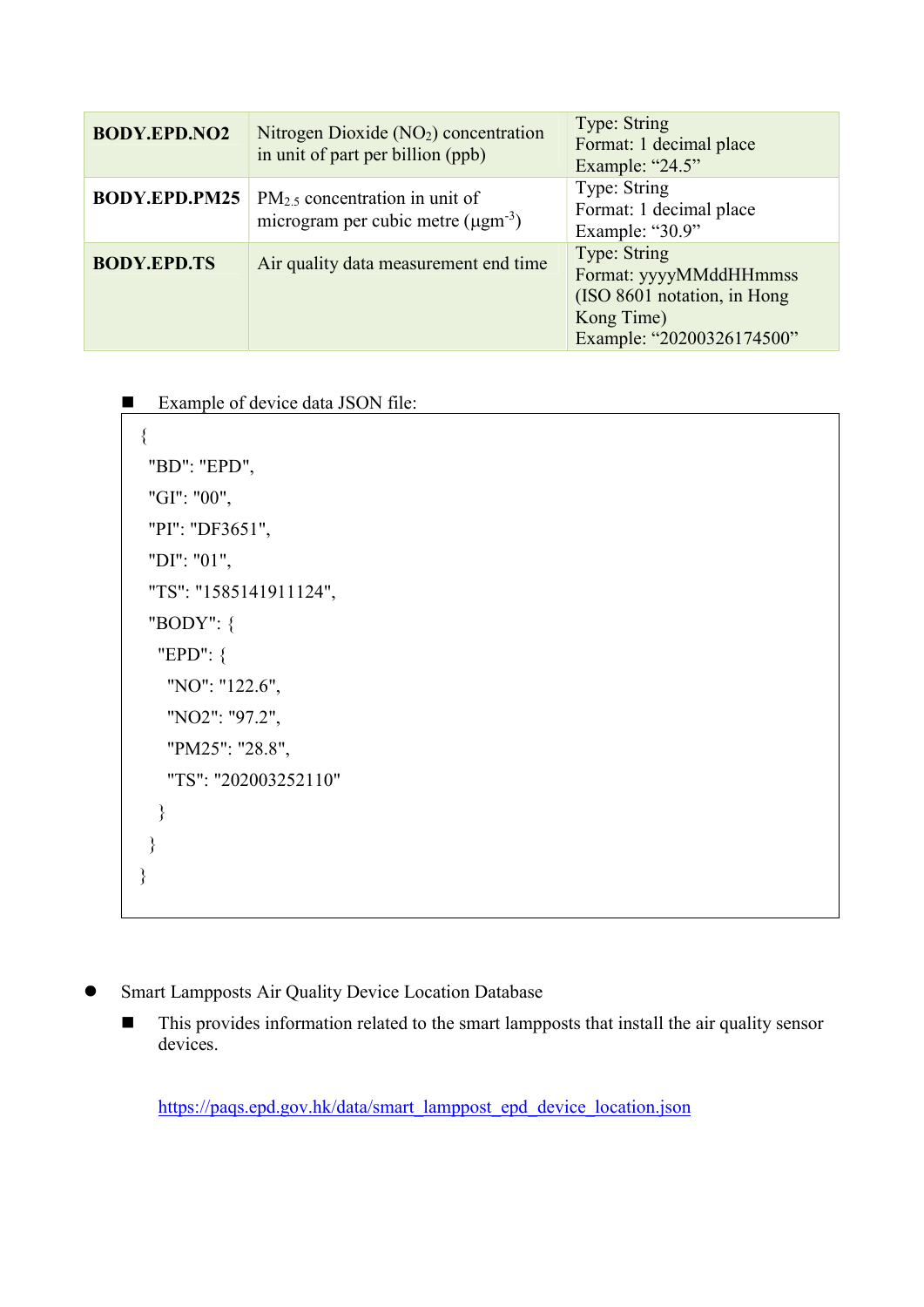| | | |
|---|---|---|
| **BODY.EPD.NO2** | Nitrogen Dioxide ($NO_2$) concentration in unit of part per billion (ppb) | Type: String<br>Format: 1 decimal place<br>Example: “24.5” |
| **BODY.EPD.PM25** | $PM_{2.5}$ concentration in unit of microgram per cubic metre ($\mu gm^{-3}$) | Type: String<br>Format: 1 decimal place<br>Example: “30.9” |
| **BODY.EPD.TS** | Air quality data measurement end time | Type: String<br>Format: yyyyMMddHHmmss (ISO 8601 notation, in Hong Kong Time)<br>Example: “20200326174500” |

- Example of device data JSON file:

```
{
 "BD": "EPD",
 "GI": "00",
 "PI": "DF3651",
 "DI": "01",
 "TS": "1585141911124",
 "BODY": {
  "EPD": {
   "NO": "122.6",
   "NO2": "97.2",
   "PM25": "28.8",
   "TS": "202003252110"
  }
 }
}
```

- Smart Lampposts Air Quality Device Location Database
  - This provides information related to the smart lampposts that install the air quality sensor devices.

    https://paqs.epd.gov.hk/data/smart_lamppost_epd_device_location.json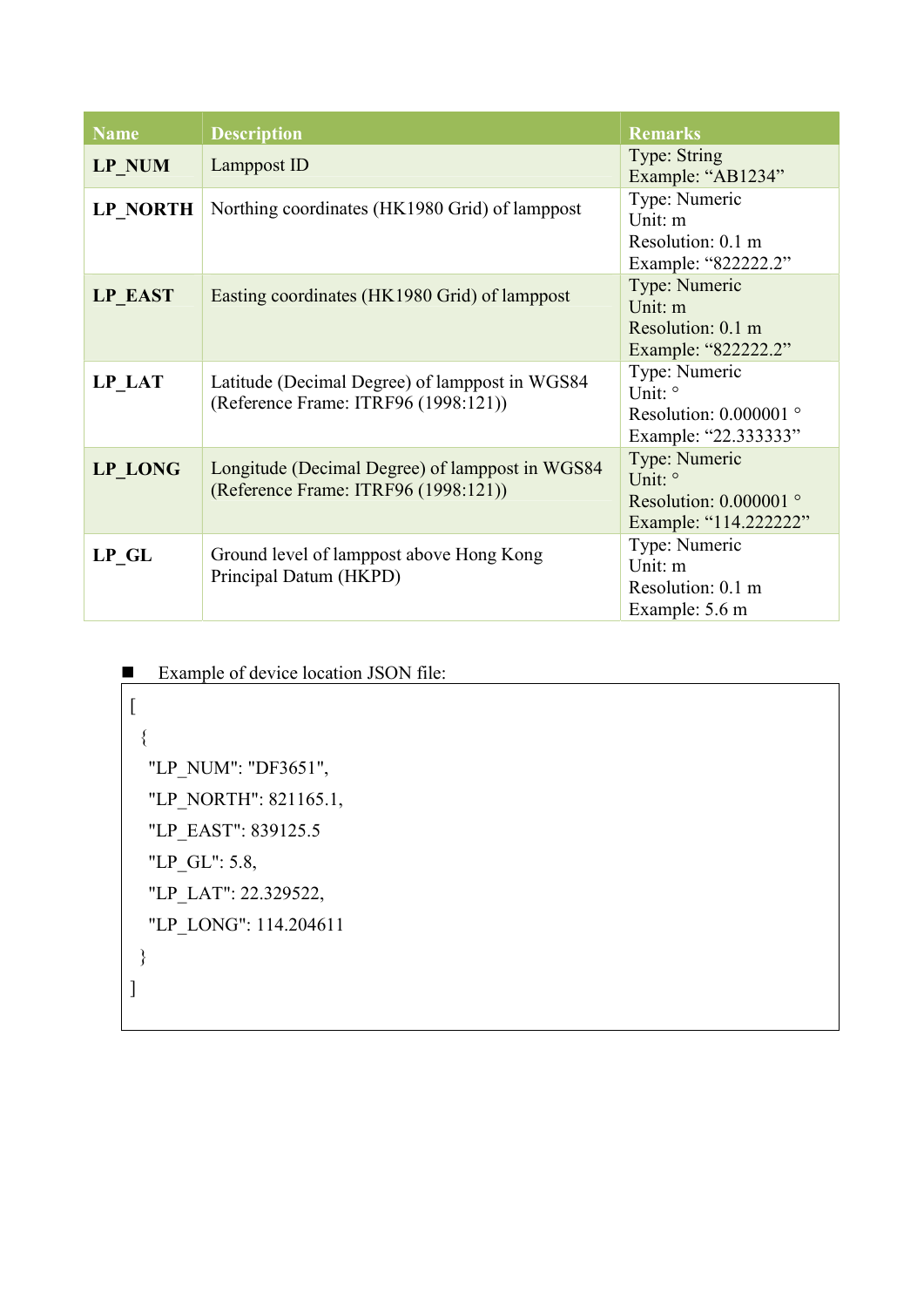| Name | Description | Remarks |
| --- | --- | --- |
| **LP_NUM** | Lamppost ID | Type: String<br>Example: “AB1234” |
| **LP_NORTH** | Northing coordinates (HK1980 Grid) of lamppost | Type: Numeric<br>Unit: m<br>Resolution: 0.1 m<br>Example: “822222.2” |
| **LP_EAST** | Easting coordinates (HK1980 Grid) of lamppost | Type: Numeric<br>Unit: m<br>Resolution: 0.1 m<br>Example: “822222.2” |
| **LP_LAT** | Latitude (Decimal Degree) of lamppost in WGS84 (Reference Frame: ITRF96 (1998:121)) | Type: Numeric<br>Unit: °<br>Resolution: 0.000001 °<br>Example: “22.333333” |
| **LP_LONG** | Longitude (Decimal Degree) of lamppost in WGS84 (Reference Frame: ITRF96 (1998:121)) | Type: Numeric<br>Unit: °<br>Resolution: 0.000001 °<br>Example: “114.222222” |
| **LP_GL** | Ground level of lamppost above Hong Kong Principal Datum (HKPD) | Type: Numeric<br>Unit: m<br>Resolution: 0.1 m<br>Example: 5.6 m |

- Example of device location JSON file:

```
[
  {
    "LP_NUM": "DF3651",
    "LP_NORTH": 821165.1,
    "LP_EAST": 839125.5
    "LP_GL": 5.8,
    "LP_LAT": 22.329522,
    "LP_LONG": 114.204611
  }
]
```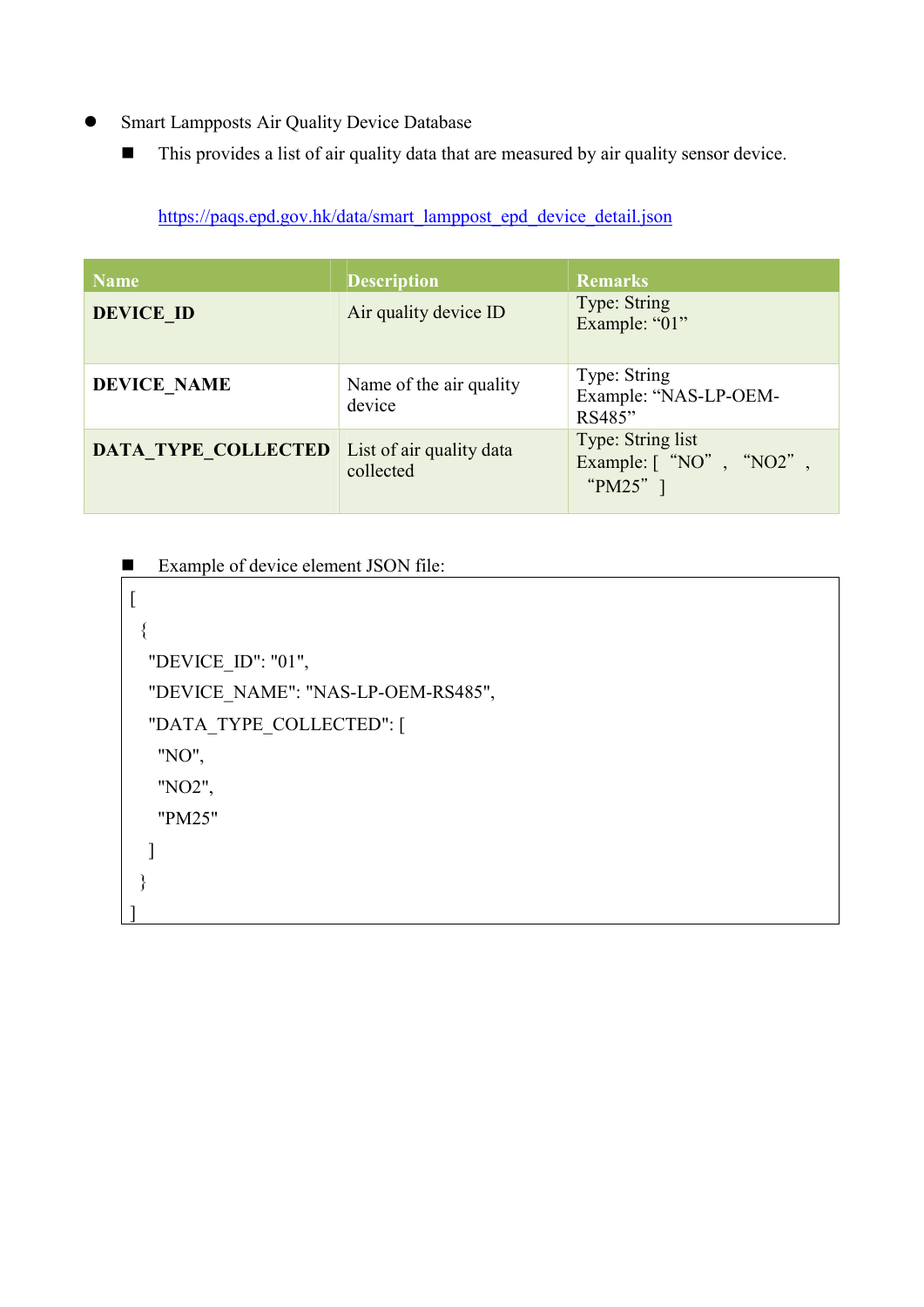- Smart Lampposts Air Quality Device Database
  - This provides a list of air quality data that are measured by air quality sensor device.

    https://paqs.epd.gov.hk/data/smart_lamppost_epd_device_detail.json

| Name | Description | Remarks |
|---|---|---|
| **DEVICE_ID** | Air quality device ID | Type: String<br>Example: “01” |
| **DEVICE_NAME** | Name of the air quality device | Type: String<br>Example: “NAS-LP-OEM-RS485” |
| **DATA_TYPE_COLLECTED** | List of air quality data collected | Type: String list<br>Example: [ “NO” , “NO2” , “PM25” ] |

  - Example of device element JSON file:

```
[
  {
    "DEVICE_ID": "01",
    "DEVICE_NAME": "NAS-LP-OEM-RS485",
    "DATA_TYPE_COLLECTED": [
      "NO",
      "NO2",
      "PM25"
    ]
  }
]
```